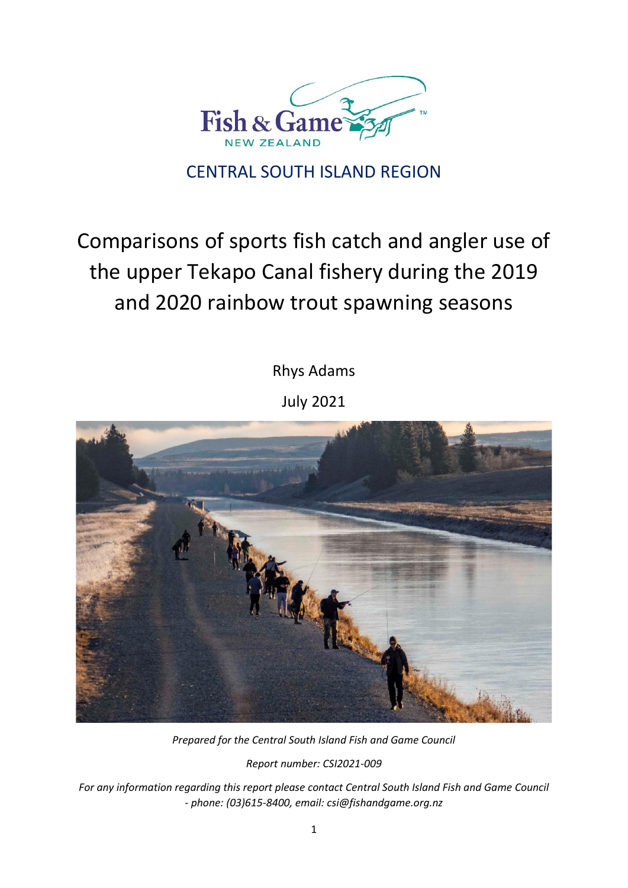Fish & Game NEW ZEALAND

CENTRAL SOUTH ISLAND REGION

# Comparisons of sports fish catch and angler use of the upper Tekapo Canal fishery during the 2019 and 2020 rainbow trout spawning seasons

Rhys Adams

July 2021

*Prepared for the Central South Island Fish and Game Council*

*Report number: CSI2021-009*

*For any information regarding this report please contact Central South Island Fish and Game Council - phone: (03)615-8400, email: csi@fishandgame.org.nz*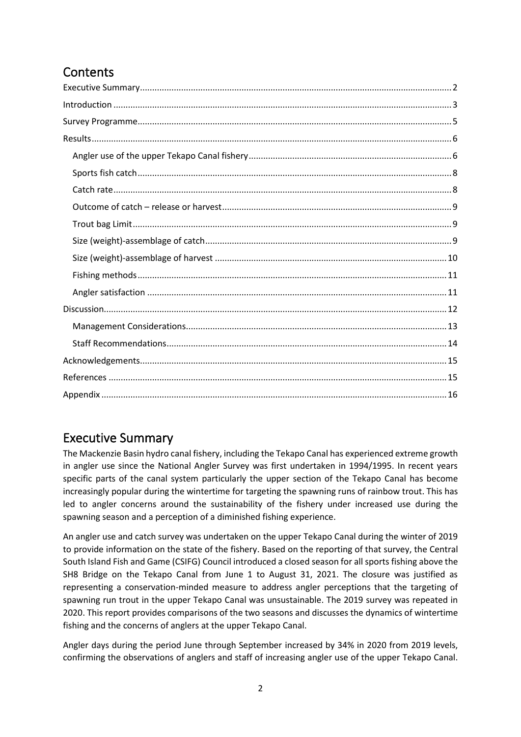# Contents

- Executive Summary ..... 2
- Introduction ..... 3
- Survey Programme ..... 5
- Results ..... 6
  - Angler use of the upper Tekapo Canal fishery ..... 6
  - Sports fish catch ..... 8
  - Catch rate ..... 8
  - Outcome of catch – release or harvest ..... 9
  - Trout bag Limit ..... 9
  - Size (weight)-assemblage of catch ..... 9
  - Size (weight)-assemblage of harvest ..... 10
  - Fishing methods ..... 11
  - Angler satisfaction ..... 11
- Discussion ..... 12
  - Management Considerations ..... 13
  - Staff Recommendations ..... 14
- Acknowledgements ..... 15
- References ..... 15
- Appendix ..... 16

# Executive Summary

The Mackenzie Basin hydro canal fishery, including the Tekapo Canal has experienced extreme growth in angler use since the National Angler Survey was first undertaken in 1994/1995. In recent years specific parts of the canal system particularly the upper section of the Tekapo Canal has become increasingly popular during the wintertime for targeting the spawning runs of rainbow trout. This has led to angler concerns around the sustainability of the fishery under increased use during the spawning season and a perception of a diminished fishing experience.

An angler use and catch survey was undertaken on the upper Tekapo Canal during the winter of 2019 to provide information on the state of the fishery. Based on the reporting of that survey, the Central South Island Fish and Game (CSIFG) Council introduced a closed season for all sports fishing above the SH8 Bridge on the Tekapo Canal from June 1 to August 31, 2021. The closure was justified as representing a conservation-minded measure to address angler perceptions that the targeting of spawning run trout in the upper Tekapo Canal was unsustainable. The 2019 survey was repeated in 2020. This report provides comparisons of the two seasons and discusses the dynamics of wintertime fishing and the concerns of anglers at the upper Tekapo Canal.

Angler days during the period June through September increased by 34% in 2020 from 2019 levels, confirming the observations of anglers and staff of increasing angler use of the upper Tekapo Canal.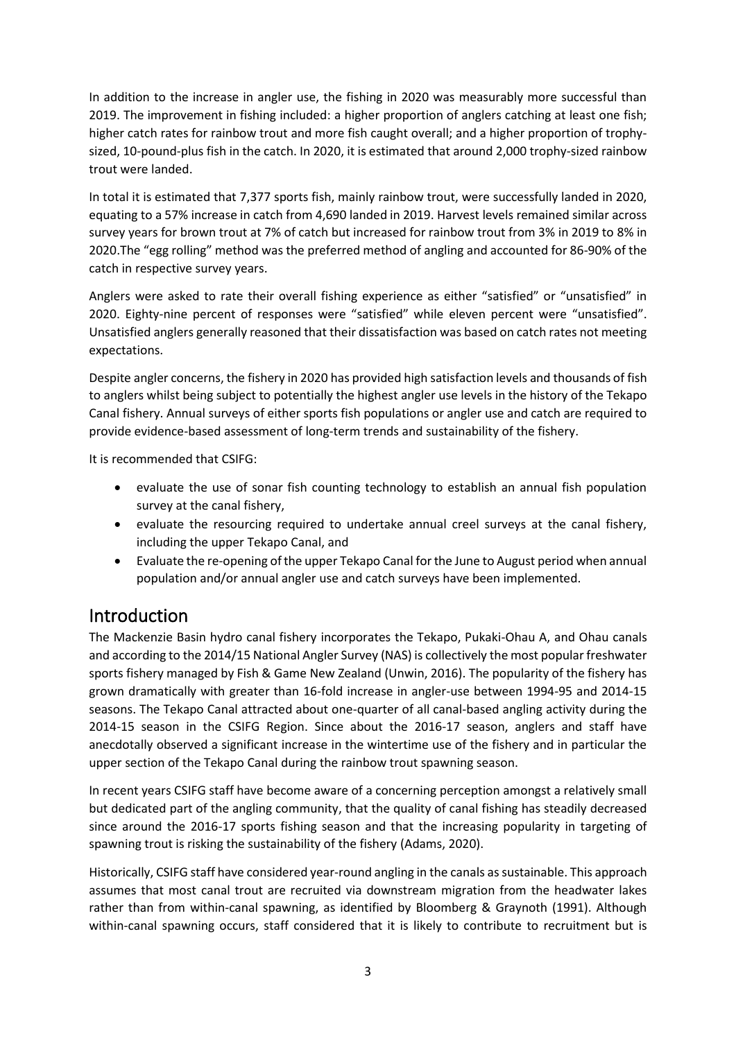In addition to the increase in angler use, the fishing in 2020 was measurably more successful than 2019. The improvement in fishing included: a higher proportion of anglers catching at least one fish; higher catch rates for rainbow trout and more fish caught overall; and a higher proportion of trophy-sized, 10-pound-plus fish in the catch. In 2020, it is estimated that around 2,000 trophy-sized rainbow trout were landed.

In total it is estimated that 7,377 sports fish, mainly rainbow trout, were successfully landed in 2020, equating to a 57% increase in catch from 4,690 landed in 2019. Harvest levels remained similar across survey years for brown trout at 7% of catch but increased for rainbow trout from 3% in 2019 to 8% in 2020.The "egg rolling" method was the preferred method of angling and accounted for 86-90% of the catch in respective survey years.

Anglers were asked to rate their overall fishing experience as either "satisfied" or "unsatisfied" in 2020. Eighty-nine percent of responses were "satisfied" while eleven percent were "unsatisfied". Unsatisfied anglers generally reasoned that their dissatisfaction was based on catch rates not meeting expectations.

Despite angler concerns, the fishery in 2020 has provided high satisfaction levels and thousands of fish to anglers whilst being subject to potentially the highest angler use levels in the history of the Tekapo Canal fishery. Annual surveys of either sports fish populations or angler use and catch are required to provide evidence-based assessment of long-term trends and sustainability of the fishery.

It is recommended that CSIFG:

- evaluate the use of sonar fish counting technology to establish an annual fish population survey at the canal fishery,
- evaluate the resourcing required to undertake annual creel surveys at the canal fishery, including the upper Tekapo Canal, and
- Evaluate the re-opening of the upper Tekapo Canal for the June to August period when annual population and/or annual angler use and catch surveys have been implemented.

# Introduction

The Mackenzie Basin hydro canal fishery incorporates the Tekapo, Pukaki-Ohau A, and Ohau canals and according to the 2014/15 National Angler Survey (NAS) is collectively the most popular freshwater sports fishery managed by Fish & Game New Zealand (Unwin, 2016). The popularity of the fishery has grown dramatically with greater than 16-fold increase in angler-use between 1994-95 and 2014-15 seasons. The Tekapo Canal attracted about one-quarter of all canal-based angling activity during the 2014-15 season in the CSIFG Region. Since about the 2016-17 season, anglers and staff have anecdotally observed a significant increase in the wintertime use of the fishery and in particular the upper section of the Tekapo Canal during the rainbow trout spawning season.

In recent years CSIFG staff have become aware of a concerning perception amongst a relatively small but dedicated part of the angling community, that the quality of canal fishing has steadily decreased since around the 2016-17 sports fishing season and that the increasing popularity in targeting of spawning trout is risking the sustainability of the fishery (Adams, 2020).

Historically, CSIFG staff have considered year-round angling in the canals as sustainable. This approach assumes that most canal trout are recruited via downstream migration from the headwater lakes rather than from within-canal spawning, as identified by Bloomberg & Graynoth (1991). Although within-canal spawning occurs, staff considered that it is likely to contribute to recruitment but is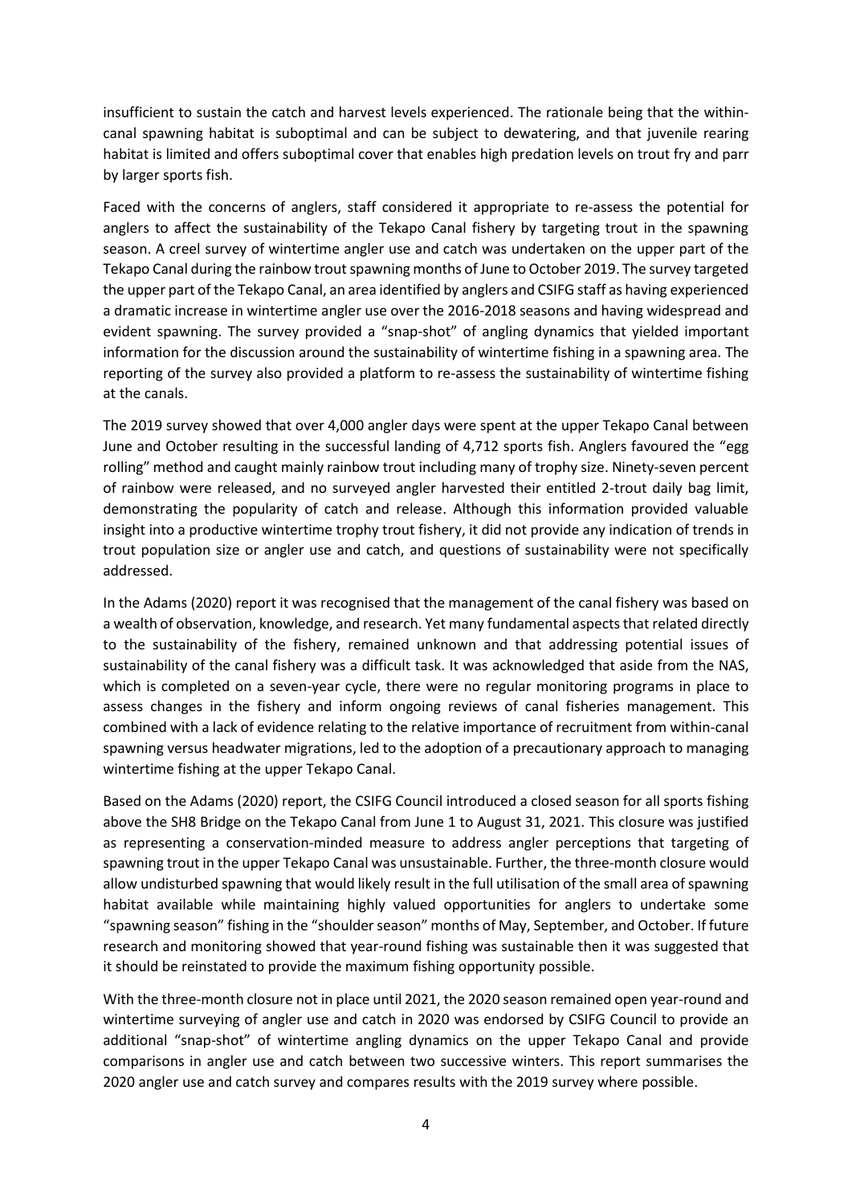insufficient to sustain the catch and harvest levels experienced. The rationale being that the within-canal spawning habitat is suboptimal and can be subject to dewatering, and that juvenile rearing habitat is limited and offers suboptimal cover that enables high predation levels on trout fry and parr by larger sports fish.

Faced with the concerns of anglers, staff considered it appropriate to re-assess the potential for anglers to affect the sustainability of the Tekapo Canal fishery by targeting trout in the spawning season. A creel survey of wintertime angler use and catch was undertaken on the upper part of the Tekapo Canal during the rainbow trout spawning months of June to October 2019. The survey targeted the upper part of the Tekapo Canal, an area identified by anglers and CSIFG staff as having experienced a dramatic increase in wintertime angler use over the 2016-2018 seasons and having widespread and evident spawning. The survey provided a "snap-shot" of angling dynamics that yielded important information for the discussion around the sustainability of wintertime fishing in a spawning area. The reporting of the survey also provided a platform to re-assess the sustainability of wintertime fishing at the canals.

The 2019 survey showed that over 4,000 angler days were spent at the upper Tekapo Canal between June and October resulting in the successful landing of 4,712 sports fish. Anglers favoured the "egg rolling" method and caught mainly rainbow trout including many of trophy size. Ninety-seven percent of rainbow were released, and no surveyed angler harvested their entitled 2-trout daily bag limit, demonstrating the popularity of catch and release. Although this information provided valuable insight into a productive wintertime trophy trout fishery, it did not provide any indication of trends in trout population size or angler use and catch, and questions of sustainability were not specifically addressed.

In the Adams (2020) report it was recognised that the management of the canal fishery was based on a wealth of observation, knowledge, and research. Yet many fundamental aspects that related directly to the sustainability of the fishery, remained unknown and that addressing potential issues of sustainability of the canal fishery was a difficult task. It was acknowledged that aside from the NAS, which is completed on a seven-year cycle, there were no regular monitoring programs in place to assess changes in the fishery and inform ongoing reviews of canal fisheries management. This combined with a lack of evidence relating to the relative importance of recruitment from within-canal spawning versus headwater migrations, led to the adoption of a precautionary approach to managing wintertime fishing at the upper Tekapo Canal.

Based on the Adams (2020) report, the CSIFG Council introduced a closed season for all sports fishing above the SH8 Bridge on the Tekapo Canal from June 1 to August 31, 2021. This closure was justified as representing a conservation-minded measure to address angler perceptions that targeting of spawning trout in the upper Tekapo Canal was unsustainable. Further, the three-month closure would allow undisturbed spawning that would likely result in the full utilisation of the small area of spawning habitat available while maintaining highly valued opportunities for anglers to undertake some "spawning season" fishing in the "shoulder season" months of May, September, and October. If future research and monitoring showed that year-round fishing was sustainable then it was suggested that it should be reinstated to provide the maximum fishing opportunity possible.

With the three-month closure not in place until 2021, the 2020 season remained open year-round and wintertime surveying of angler use and catch in 2020 was endorsed by CSIFG Council to provide an additional "snap-shot" of wintertime angling dynamics on the upper Tekapo Canal and provide comparisons in angler use and catch between two successive winters. This report summarises the 2020 angler use and catch survey and compares results with the 2019 survey where possible.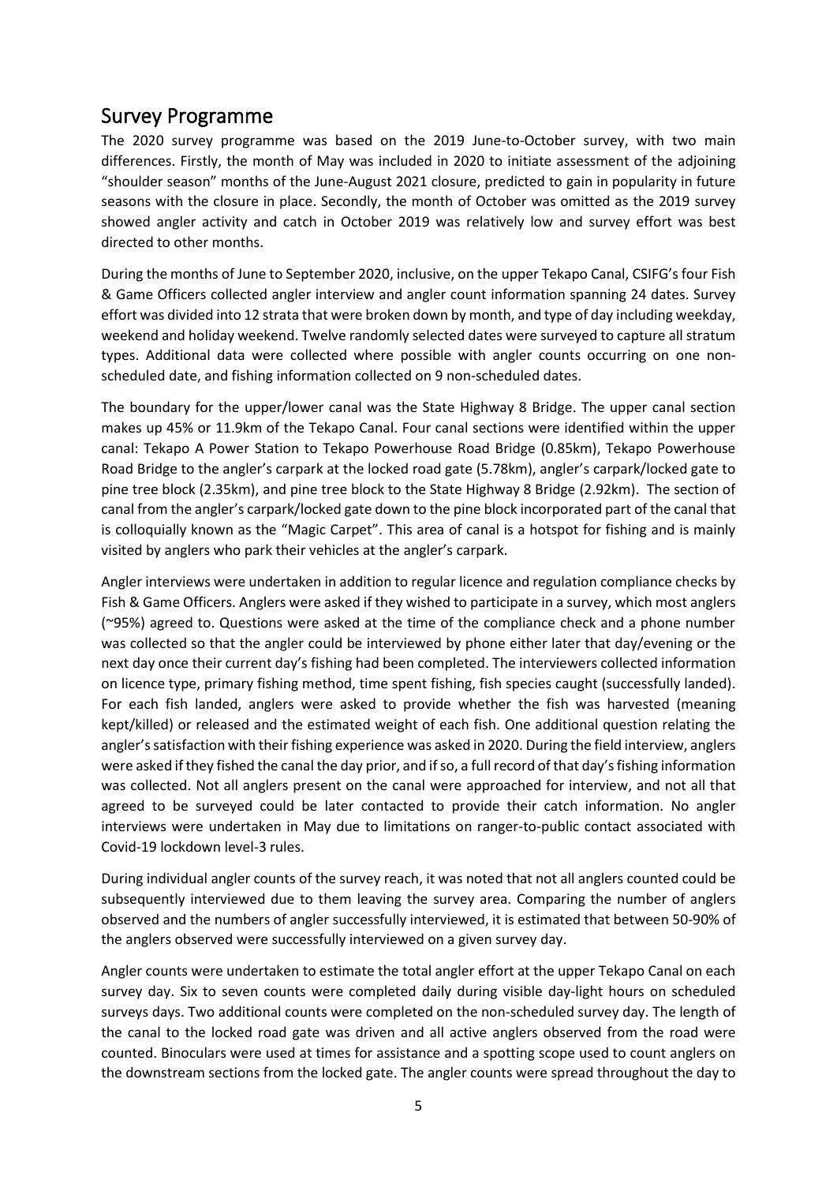## Survey Programme

The 2020 survey programme was based on the 2019 June-to-October survey, with two main differences. Firstly, the month of May was included in 2020 to initiate assessment of the adjoining "shoulder season" months of the June-August 2021 closure, predicted to gain in popularity in future seasons with the closure in place. Secondly, the month of October was omitted as the 2019 survey showed angler activity and catch in October 2019 was relatively low and survey effort was best directed to other months.

During the months of June to September 2020, inclusive, on the upper Tekapo Canal, CSIFG's four Fish & Game Officers collected angler interview and angler count information spanning 24 dates. Survey effort was divided into 12 strata that were broken down by month, and type of day including weekday, weekend and holiday weekend. Twelve randomly selected dates were surveyed to capture all stratum types. Additional data were collected where possible with angler counts occurring on one non-scheduled date, and fishing information collected on 9 non-scheduled dates.

The boundary for the upper/lower canal was the State Highway 8 Bridge. The upper canal section makes up 45% or 11.9km of the Tekapo Canal. Four canal sections were identified within the upper canal: Tekapo A Power Station to Tekapo Powerhouse Road Bridge (0.85km), Tekapo Powerhouse Road Bridge to the angler's carpark at the locked road gate (5.78km), angler's carpark/locked gate to pine tree block (2.35km), and pine tree block to the State Highway 8 Bridge (2.92km). The section of canal from the angler's carpark/locked gate down to the pine block incorporated part of the canal that is colloquially known as the "Magic Carpet". This area of canal is a hotspot for fishing and is mainly visited by anglers who park their vehicles at the angler's carpark.

Angler interviews were undertaken in addition to regular licence and regulation compliance checks by Fish & Game Officers. Anglers were asked if they wished to participate in a survey, which most anglers (~95%) agreed to. Questions were asked at the time of the compliance check and a phone number was collected so that the angler could be interviewed by phone either later that day/evening or the next day once their current day's fishing had been completed. The interviewers collected information on licence type, primary fishing method, time spent fishing, fish species caught (successfully landed). For each fish landed, anglers were asked to provide whether the fish was harvested (meaning kept/killed) or released and the estimated weight of each fish. One additional question relating the angler's satisfaction with their fishing experience was asked in 2020. During the field interview, anglers were asked if they fished the canal the day prior, and if so, a full record of that day's fishing information was collected. Not all anglers present on the canal were approached for interview, and not all that agreed to be surveyed could be later contacted to provide their catch information. No angler interviews were undertaken in May due to limitations on ranger-to-public contact associated with Covid-19 lockdown level-3 rules.

During individual angler counts of the survey reach, it was noted that not all anglers counted could be subsequently interviewed due to them leaving the survey area. Comparing the number of anglers observed and the numbers of angler successfully interviewed, it is estimated that between 50-90% of the anglers observed were successfully interviewed on a given survey day.

Angler counts were undertaken to estimate the total angler effort at the upper Tekapo Canal on each survey day. Six to seven counts were completed daily during visible day-light hours on scheduled surveys days. Two additional counts were completed on the non-scheduled survey day. The length of the canal to the locked road gate was driven and all active anglers observed from the road were counted. Binoculars were used at times for assistance and a spotting scope used to count anglers on the downstream sections from the locked gate. The angler counts were spread throughout the day to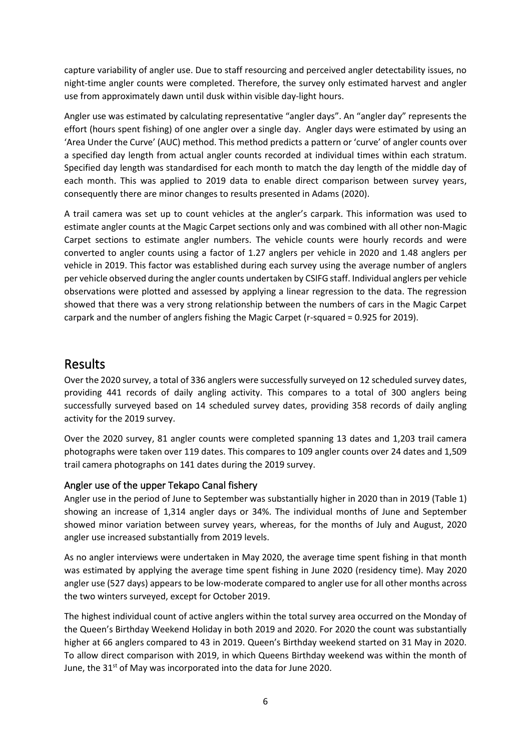capture variability of angler use. Due to staff resourcing and perceived angler detectability issues, no night-time angler counts were completed. Therefore, the survey only estimated harvest and angler use from approximately dawn until dusk within visible day-light hours.

Angler use was estimated by calculating representative "angler days". An "angler day" represents the effort (hours spent fishing) of one angler over a single day. Angler days were estimated by using an 'Area Under the Curve' (AUC) method. This method predicts a pattern or 'curve' of angler counts over a specified day length from actual angler counts recorded at individual times within each stratum. Specified day length was standardised for each month to match the day length of the middle day of each month. This was applied to 2019 data to enable direct comparison between survey years, consequently there are minor changes to results presented in Adams (2020).

A trail camera was set up to count vehicles at the angler's carpark. This information was used to estimate angler counts at the Magic Carpet sections only and was combined with all other non-Magic Carpet sections to estimate angler numbers. The vehicle counts were hourly records and were converted to angler counts using a factor of 1.27 anglers per vehicle in 2020 and 1.48 anglers per vehicle in 2019. This factor was established during each survey using the average number of anglers per vehicle observed during the angler counts undertaken by CSIFG staff. Individual anglers per vehicle observations were plotted and assessed by applying a linear regression to the data. The regression showed that there was a very strong relationship between the numbers of cars in the Magic Carpet carpark and the number of anglers fishing the Magic Carpet (r-squared = 0.925 for 2019).

# Results

Over the 2020 survey, a total of 336 anglers were successfully surveyed on 12 scheduled survey dates, providing 441 records of daily angling activity. This compares to a total of 300 anglers being successfully surveyed based on 14 scheduled survey dates, providing 358 records of daily angling activity for the 2019 survey.

Over the 2020 survey, 81 angler counts were completed spanning 13 dates and 1,203 trail camera photographs were taken over 119 dates. This compares to 109 angler counts over 24 dates and 1,509 trail camera photographs on 141 dates during the 2019 survey.

## Angler use of the upper Tekapo Canal fishery

Angler use in the period of June to September was substantially higher in 2020 than in 2019 (Table 1) showing an increase of 1,314 angler days or 34%. The individual months of June and September showed minor variation between survey years, whereas, for the months of July and August, 2020 angler use increased substantially from 2019 levels.

As no angler interviews were undertaken in May 2020, the average time spent fishing in that month was estimated by applying the average time spent fishing in June 2020 (residency time). May 2020 angler use (527 days) appears to be low-moderate compared to angler use for all other months across the two winters surveyed, except for October 2019.

The highest individual count of active anglers within the total survey area occurred on the Monday of the Queen's Birthday Weekend Holiday in both 2019 and 2020. For 2020 the count was substantially higher at 66 anglers compared to 43 in 2019. Queen's Birthday weekend started on 31 May in 2020. To allow direct comparison with 2019, in which Queens Birthday weekend was within the month of June, the 31st of May was incorporated into the data for June 2020.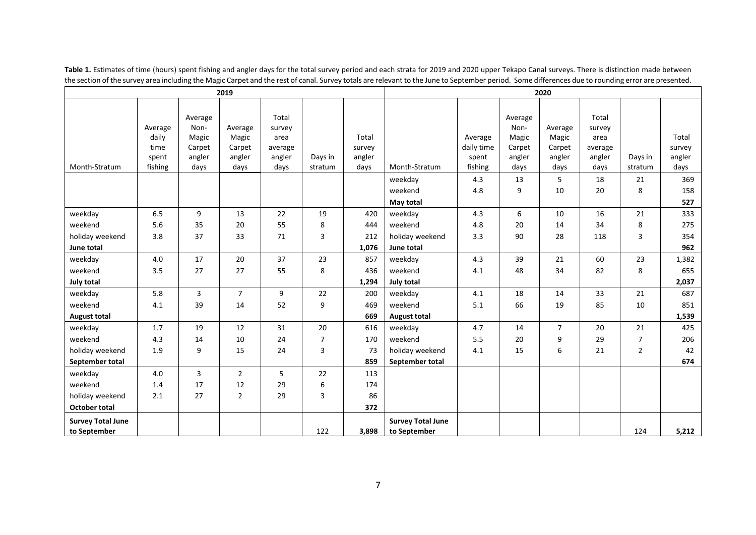**Table 1.** Estimates of time (hours) spent fishing and angler days for the total survey period and each strata for 2019 and 2020 upper Tekapo Canal surveys. There is distinction made between the section of the survey area including the Magic Carpet and the rest of canal. Survey totals are relevant to the June to September period. Some differences due to rounding error are presented.

| 2019 | | | | | | | 2020 | | | | | | |
|---|---|---|---|---|---|---|---|---|---|---|---|---|---|
| Month-Stratum | Average daily time spent fishing | Average Non-Magic Carpet angler days | Average Magic Carpet angler days | Total survey area average angler days | Days in stratum | Total survey angler days | Month-Stratum | Average daily time spent fishing | Average Non-Magic Carpet angler days | Average Magic Carpet angler days | Total survey area average angler days | Days in stratum | Total survey angler days |
| | | | | | | | weekday | 4.3 | 13 | 5 | 18 | 21 | 369 |
| | | | | | | | weekend | 4.8 | 9 | 10 | 20 | 8 | 158 |
| | | | | | | | **May total** | | | | | | **527** |
| weekday | 6.5 | 9 | 13 | 22 | 19 | 420 | weekday | 4.3 | 6 | 10 | 16 | 21 | 333 |
| weekend | 5.6 | 35 | 20 | 55 | 8 | 444 | weekend | 4.8 | 20 | 14 | 34 | 8 | 275 |
| holiday weekend | 3.8 | 37 | 33 | 71 | 3 | 212 | holiday weekend | 3.3 | 90 | 28 | 118 | 3 | 354 |
| **June total** | | | | | | **1,076** | **June total** | | | | | | **962** |
| weekday | 4.0 | 17 | 20 | 37 | 23 | 857 | weekday | 4.3 | 39 | 21 | 60 | 23 | 1,382 |
| weekend | 3.5 | 27 | 27 | 55 | 8 | 436 | weekend | 4.1 | 48 | 34 | 82 | 8 | 655 |
| **July total** | | | | | | **1,294** | **July total** | | | | | | **2,037** |
| weekday | 5.8 | 3 | 7 | 9 | 22 | 200 | weekday | 4.1 | 18 | 14 | 33 | 21 | 687 |
| weekend | 4.1 | 39 | 14 | 52 | 9 | 469 | weekend | 5.1 | 66 | 19 | 85 | 10 | 851 |
| **August total** | | | | | | **669** | **August total** | | | | | | **1,539** |
| weekday | 1.7 | 19 | 12 | 31 | 20 | 616 | weekday | 4.7 | 14 | 7 | 20 | 21 | 425 |
| weekend | 4.3 | 14 | 10 | 24 | 7 | 170 | weekend | 5.5 | 20 | 9 | 29 | 7 | 206 |
| holiday weekend | 1.9 | 9 | 15 | 24 | 3 | 73 | holiday weekend | 4.1 | 15 | 6 | 21 | 2 | 42 |
| **September total** | | | | | | **859** | **September total** | | | | | | **674** |
| weekday | 4.0 | 3 | 2 | 5 | 22 | 113 | | | | | | | |
| weekend | 1.4 | 17 | 12 | 29 | 6 | 174 | | | | | | | |
| holiday weekend | 2.1 | 27 | 2 | 29 | 3 | 86 | | | | | | | |
| **October total** | | | | | | **372** | | | | | | | |
| **Survey Total June to September** | | | | | 122 | **3,898** | **Survey Total June to September** | | | | | 124 | **5,212** |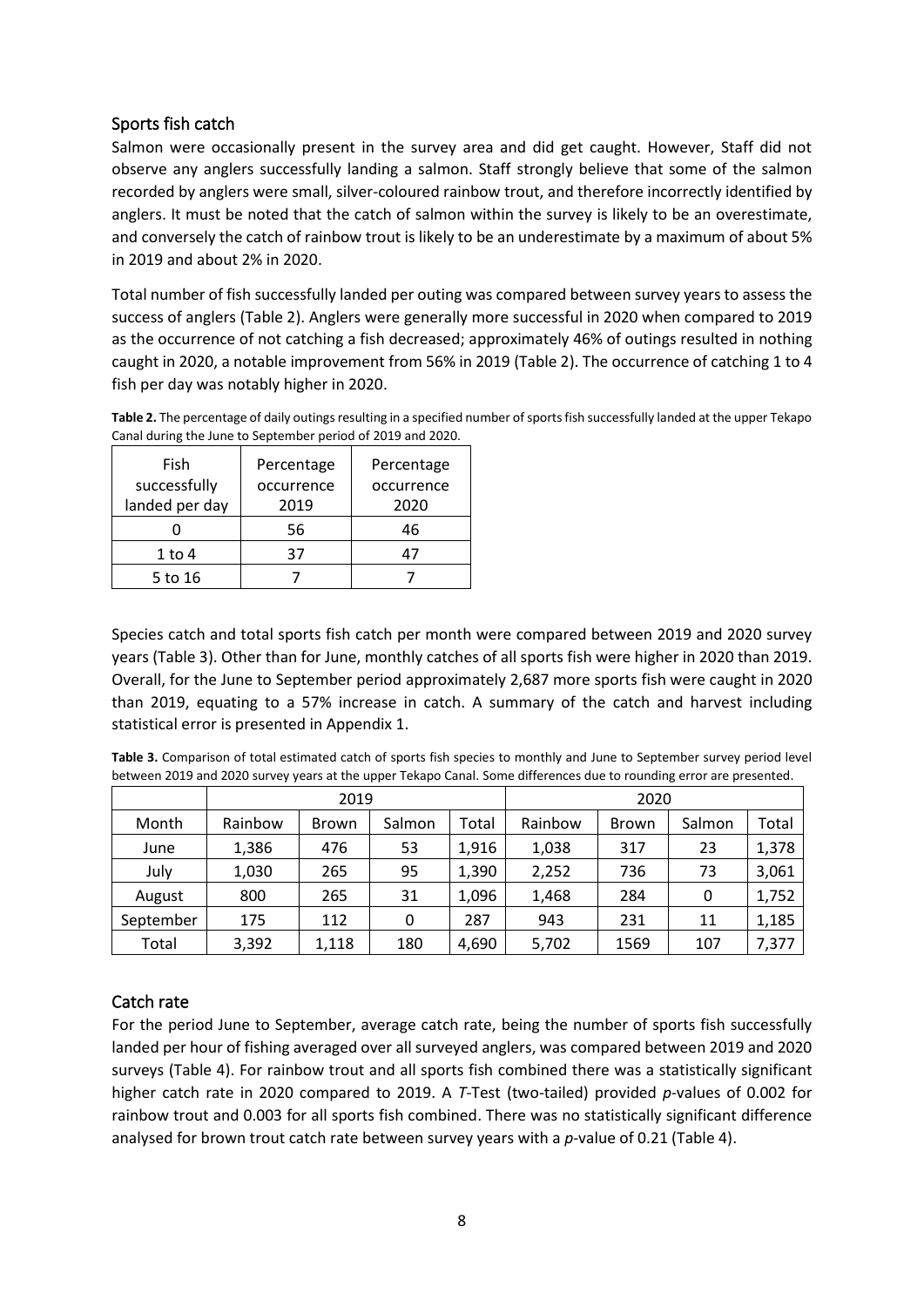## Sports fish catch

Salmon were occasionally present in the survey area and did get caught. However, Staff did not observe any anglers successfully landing a salmon. Staff strongly believe that some of the salmon recorded by anglers were small, silver-coloured rainbow trout, and therefore incorrectly identified by anglers. It must be noted that the catch of salmon within the survey is likely to be an overestimate, and conversely the catch of rainbow trout is likely to be an underestimate by a maximum of about 5% in 2019 and about 2% in 2020.

Total number of fish successfully landed per outing was compared between survey years to assess the success of anglers (Table 2). Anglers were generally more successful in 2020 when compared to 2019 as the occurrence of not catching a fish decreased; approximately 46% of outings resulted in nothing caught in 2020, a notable improvement from 56% in 2019 (Table 2). The occurrence of catching 1 to 4 fish per day was notably higher in 2020.

**Table 2.** The percentage of daily outings resulting in a specified number of sports fish successfully landed at the upper Tekapo Canal during the June to September period of 2019 and 2020.

| Fish successfully landed per day | Percentage occurrence 2019 | Percentage occurrence 2020 |
|---|---|---|
| 0 | 56 | 46 |
| 1 to 4 | 37 | 47 |
| 5 to 16 | 7 | 7 |

Species catch and total sports fish catch per month were compared between 2019 and 2020 survey years (Table 3). Other than for June, monthly catches of all sports fish were higher in 2020 than 2019. Overall, for the June to September period approximately 2,687 more sports fish were caught in 2020 than 2019, equating to a 57% increase in catch. A summary of the catch and harvest including statistical error is presented in Appendix 1.

**Table 3.** Comparison of total estimated catch of sports fish species to monthly and June to September survey period level between 2019 and 2020 survey years at the upper Tekapo Canal. Some differences due to rounding error are presented.

| | 2019 | | | | 2020 | | | |
|---|---|---|---|---|---|---|---|---|
| Month | Rainbow | Brown | Salmon | Total | Rainbow | Brown | Salmon | Total |
| June | 1,386 | 476 | 53 | 1,916 | 1,038 | 317 | 23 | 1,378 |
| July | 1,030 | 265 | 95 | 1,390 | 2,252 | 736 | 73 | 3,061 |
| August | 800 | 265 | 31 | 1,096 | 1,468 | 284 | 0 | 1,752 |
| September | 175 | 112 | 0 | 287 | 943 | 231 | 11 | 1,185 |
| Total | 3,392 | 1,118 | 180 | 4,690 | 5,702 | 1569 | 107 | 7,377 |

## Catch rate

For the period June to September, average catch rate, being the number of sports fish successfully landed per hour of fishing averaged over all surveyed anglers, was compared between 2019 and 2020 surveys (Table 4). For rainbow trout and all sports fish combined there was a statistically significant higher catch rate in 2020 compared to 2019. A *T*-Test (two-tailed) provided *p*-values of 0.002 for rainbow trout and 0.003 for all sports fish combined. There was no statistically significant difference analysed for brown trout catch rate between survey years with a *p*-value of 0.21 (Table 4).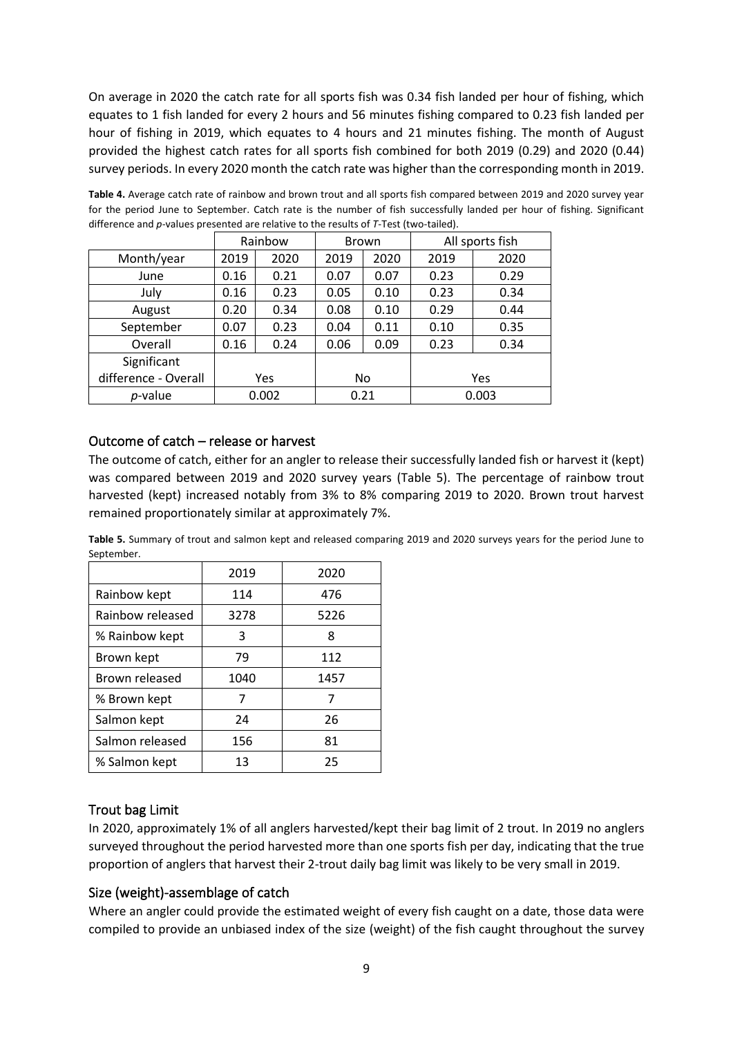On average in 2020 the catch rate for all sports fish was 0.34 fish landed per hour of fishing, which equates to 1 fish landed for every 2 hours and 56 minutes fishing compared to 0.23 fish landed per hour of fishing in 2019, which equates to 4 hours and 21 minutes fishing. The month of August provided the highest catch rates for all sports fish combined for both 2019 (0.29) and 2020 (0.44) survey periods. In every 2020 month the catch rate was higher than the corresponding month in 2019.

**Table 4.** Average catch rate of rainbow and brown trout and all sports fish compared between 2019 and 2020 survey year for the period June to September. Catch rate is the number of fish successfully landed per hour of fishing. Significant difference and *p*-values presented are relative to the results of *T*-Test (two-tailed).

| | Rainbow | | Brown | | All sports fish | |
|---|---|---|---|---|---|---|
| Month/year | 2019 | 2020 | 2019 | 2020 | 2019 | 2020 |
| June | 0.16 | 0.21 | 0.07 | 0.07 | 0.23 | 0.29 |
| July | 0.16 | 0.23 | 0.05 | 0.10 | 0.23 | 0.34 |
| August | 0.20 | 0.34 | 0.08 | 0.10 | 0.29 | 0.44 |
| September | 0.07 | 0.23 | 0.04 | 0.11 | 0.10 | 0.35 |
| Overall | 0.16 | 0.24 | 0.06 | 0.09 | 0.23 | 0.34 |
| Significant difference - Overall | Yes | | No | | Yes | |
| *p*-value | 0.002 | | 0.21 | | 0.003 | |

## Outcome of catch – release or harvest

The outcome of catch, either for an angler to release their successfully landed fish or harvest it (kept) was compared between 2019 and 2020 survey years (Table 5). The percentage of rainbow trout harvested (kept) increased notably from 3% to 8% comparing 2019 to 2020. Brown trout harvest remained proportionately similar at approximately 7%.

**Table 5.** Summary of trout and salmon kept and released comparing 2019 and 2020 surveys years for the period June to September.

| | 2019 | 2020 |
|---|---|---|
| Rainbow kept | 114 | 476 |
| Rainbow released | 3278 | 5226 |
| % Rainbow kept | 3 | 8 |
| Brown kept | 79 | 112 |
| Brown released | 1040 | 1457 |
| % Brown kept | 7 | 7 |
| Salmon kept | 24 | 26 |
| Salmon released | 156 | 81 |
| % Salmon kept | 13 | 25 |

## Trout bag Limit

In 2020, approximately 1% of all anglers harvested/kept their bag limit of 2 trout. In 2019 no anglers surveyed throughout the period harvested more than one sports fish per day, indicating that the true proportion of anglers that harvest their 2-trout daily bag limit was likely to be very small in 2019.

## Size (weight)-assemblage of catch

Where an angler could provide the estimated weight of every fish caught on a date, those data were compiled to provide an unbiased index of the size (weight) of the fish caught throughout the survey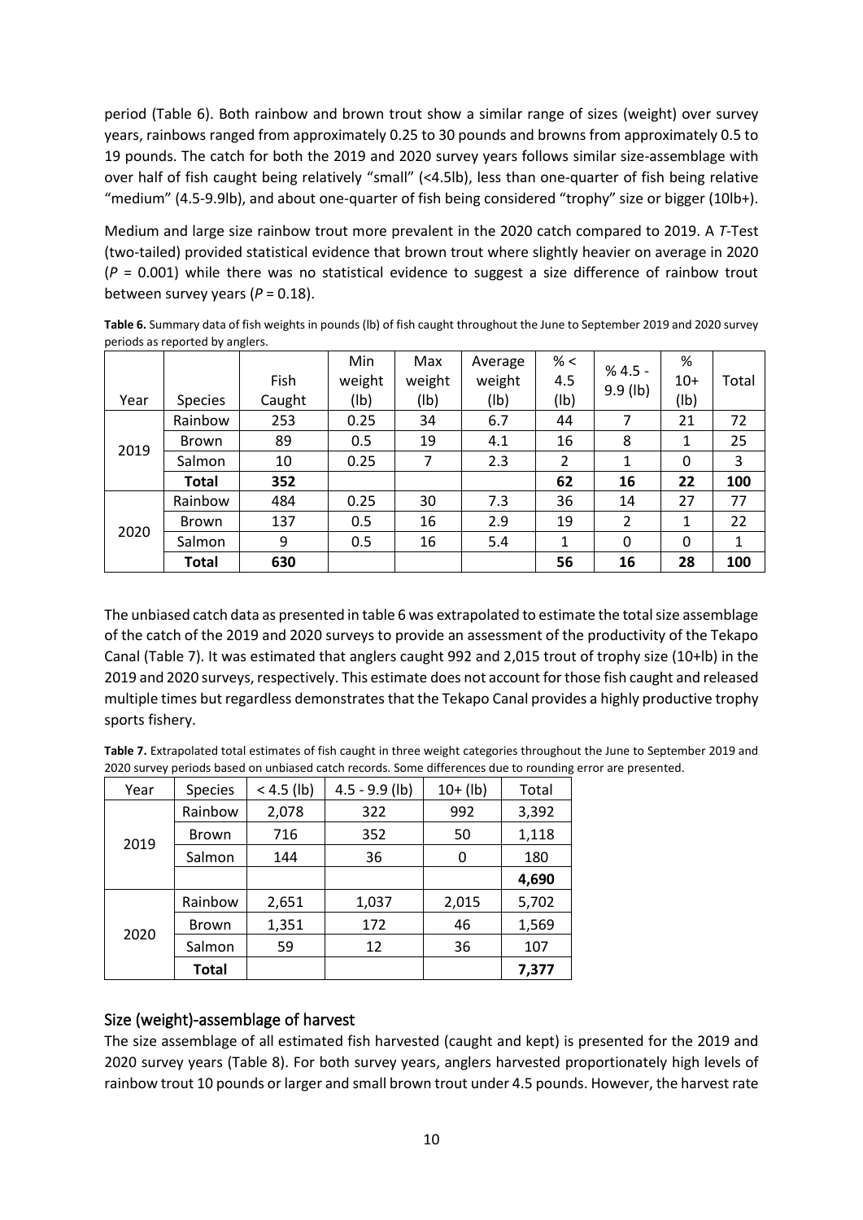period (Table 6). Both rainbow and brown trout show a similar range of sizes (weight) over survey years, rainbows ranged from approximately 0.25 to 30 pounds and browns from approximately 0.5 to 19 pounds. The catch for both the 2019 and 2020 survey years follows similar size-assemblage with over half of fish caught being relatively "small" (<4.5lb), less than one-quarter of fish being relative "medium" (4.5-9.9lb), and about one-quarter of fish being considered "trophy" size or bigger (10lb+).

Medium and large size rainbow trout more prevalent in the 2020 catch compared to 2019. A *T*-Test (two-tailed) provided statistical evidence that brown trout where slightly heavier on average in 2020 ($P$ = 0.001) while there was no statistical evidence to suggest a size difference of rainbow trout between survey years ($P$ = 0.18).

**Table 6.** Summary data of fish weights in pounds (lb) of fish caught throughout the June to September 2019 and 2020 survey periods as reported by anglers.

| Year | Species | Fish Caught | Min weight (lb) | Max weight (lb) | Average weight (lb) | % < 4.5 (lb) | % 4.5 - 9.9 (lb) | % 10+ (lb) | Total |
|---|---|---|---|---|---|---|---|---|---|
| 2019 | Rainbow | 253 | 0.25 | 34 | 6.7 | 44 | 7 | 21 | 72 |
| | Brown | 89 | 0.5 | 19 | 4.1 | 16 | 8 | 1 | 25 |
| | Salmon | 10 | 0.25 | 7 | 2.3 | 2 | 1 | 0 | 3 |
| | **Total** | **352** | | | | **62** | **16** | **22** | **100** |
| 2020 | Rainbow | 484 | 0.25 | 30 | 7.3 | 36 | 14 | 27 | 77 |
| | Brown | 137 | 0.5 | 16 | 2.9 | 19 | 2 | 1 | 22 |
| | Salmon | 9 | 0.5 | 16 | 5.4 | 1 | 0 | 0 | 1 |
| | **Total** | **630** | | | | **56** | **16** | **28** | **100** |

The unbiased catch data as presented in table 6 was extrapolated to estimate the total size assemblage of the catch of the 2019 and 2020 surveys to provide an assessment of the productivity of the Tekapo Canal (Table 7). It was estimated that anglers caught 992 and 2,015 trout of trophy size (10+lb) in the 2019 and 2020 surveys, respectively. This estimate does not account for those fish caught and released multiple times but regardless demonstrates that the Tekapo Canal provides a highly productive trophy sports fishery.

**Table 7.** Extrapolated total estimates of fish caught in three weight categories throughout the June to September 2019 and 2020 survey periods based on unbiased catch records. Some differences due to rounding error are presented.

| Year | Species | < 4.5 (lb) | 4.5 - 9.9 (lb) | 10+ (lb) | Total |
|---|---|---|---|---|---|
| 2019 | Rainbow | 2,078 | 322 | 992 | 3,392 |
| | Brown | 716 | 352 | 50 | 1,118 |
| | Salmon | 144 | 36 | 0 | 180 |
| | | | | | **4,690** |
| 2020 | Rainbow | 2,651 | 1,037 | 2,015 | 5,702 |
| | Brown | 1,351 | 172 | 46 | 1,569 |
| | Salmon | 59 | 12 | 36 | 107 |
| | **Total** | | | | **7,377** |

## Size (weight)-assemblage of harvest

The size assemblage of all estimated fish harvested (caught and kept) is presented for the 2019 and 2020 survey years (Table 8). For both survey years, anglers harvested proportionately high levels of rainbow trout 10 pounds or larger and small brown trout under 4.5 pounds. However, the harvest rate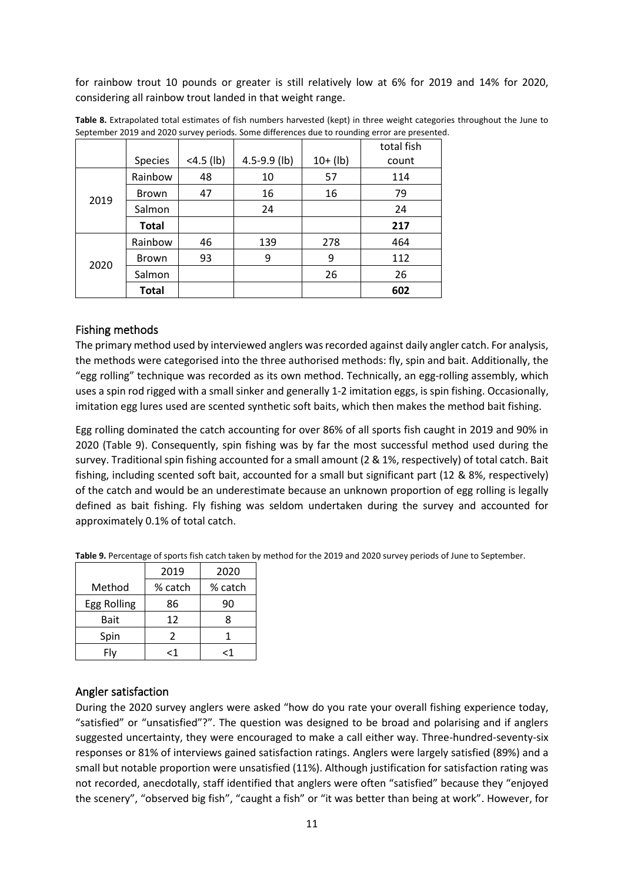for rainbow trout 10 pounds or greater is still relatively low at 6% for 2019 and 14% for 2020, considering all rainbow trout landed in that weight range.

**Table 8.** Extrapolated total estimates of fish numbers harvested (kept) in three weight categories throughout the June to September 2019 and 2020 survey periods. Some differences due to rounding error are presented.

| | Species | <4.5 (lb) | 4.5-9.9 (lb) | 10+ (lb) | total fish count |
|---|---|---|---|---|---|
| 2019 | Rainbow | 48 | 10 | 57 | 114 |
| | Brown | 47 | 16 | 16 | 79 |
| | Salmon | | 24 | | 24 |
| | **Total** | | | | **217** |
| 2020 | Rainbow | 46 | 139 | 278 | 464 |
| | Brown | 93 | 9 | 9 | 112 |
| | Salmon | | | 26 | 26 |
| | **Total** | | | | **602** |

## Fishing methods

The primary method used by interviewed anglers was recorded against daily angler catch. For analysis, the methods were categorised into the three authorised methods: fly, spin and bait. Additionally, the "egg rolling" technique was recorded as its own method. Technically, an egg-rolling assembly, which uses a spin rod rigged with a small sinker and generally 1-2 imitation eggs, is spin fishing. Occasionally, imitation egg lures used are scented synthetic soft baits, which then makes the method bait fishing.

Egg rolling dominated the catch accounting for over 86% of all sports fish caught in 2019 and 90% in 2020 (Table 9). Consequently, spin fishing was by far the most successful method used during the survey. Traditional spin fishing accounted for a small amount (2 & 1%, respectively) of total catch. Bait fishing, including scented soft bait, accounted for a small but significant part (12 & 8%, respectively) of the catch and would be an underestimate because an unknown proportion of egg rolling is legally defined as bait fishing. Fly fishing was seldom undertaken during the survey and accounted for approximately 0.1% of total catch.

**Table 9.** Percentage of sports fish catch taken by method for the 2019 and 2020 survey periods of June to September.

| | 2019 | 2020 |
|---|---|---|
| Method | % catch | % catch |
| Egg Rolling | 86 | 90 |
| Bait | 12 | 8 |
| Spin | 2 | 1 |
| Fly | <1 | <1 |

## Angler satisfaction

During the 2020 survey anglers were asked "how do you rate your overall fishing experience today, "satisfied" or "unsatisfied"?". The question was designed to be broad and polarising and if anglers suggested uncertainty, they were encouraged to make a call either way. Three-hundred-seventy-six responses or 81% of interviews gained satisfaction ratings. Anglers were largely satisfied (89%) and a small but notable proportion were unsatisfied (11%). Although justification for satisfaction rating was not recorded, anecdotally, staff identified that anglers were often "satisfied" because they "enjoyed the scenery", "observed big fish", "caught a fish" or "it was better than being at work". However, for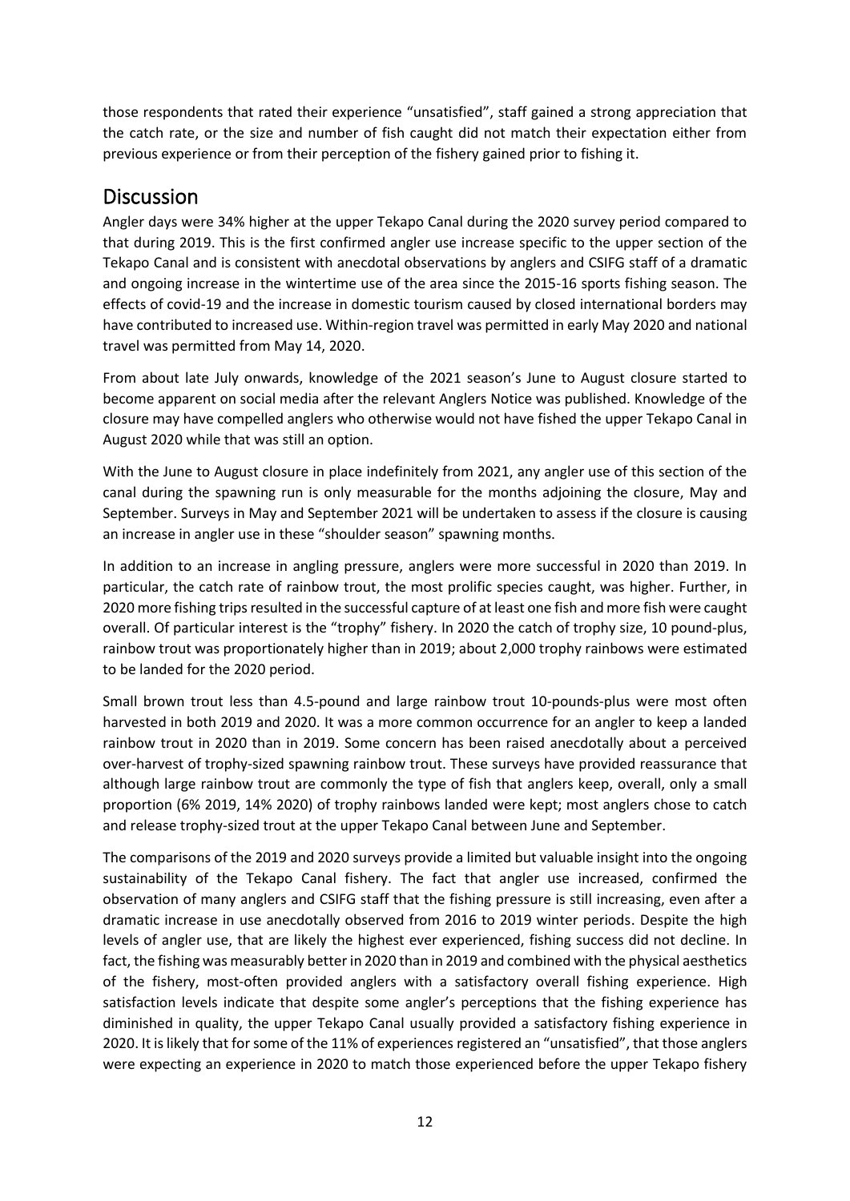those respondents that rated their experience "unsatisfied", staff gained a strong appreciation that the catch rate, or the size and number of fish caught did not match their expectation either from previous experience or from their perception of the fishery gained prior to fishing it.

## Discussion

Angler days were 34% higher at the upper Tekapo Canal during the 2020 survey period compared to that during 2019. This is the first confirmed angler use increase specific to the upper section of the Tekapo Canal and is consistent with anecdotal observations by anglers and CSIFG staff of a dramatic and ongoing increase in the wintertime use of the area since the 2015-16 sports fishing season. The effects of covid-19 and the increase in domestic tourism caused by closed international borders may have contributed to increased use. Within-region travel was permitted in early May 2020 and national travel was permitted from May 14, 2020.

From about late July onwards, knowledge of the 2021 season's June to August closure started to become apparent on social media after the relevant Anglers Notice was published. Knowledge of the closure may have compelled anglers who otherwise would not have fished the upper Tekapo Canal in August 2020 while that was still an option.

With the June to August closure in place indefinitely from 2021, any angler use of this section of the canal during the spawning run is only measurable for the months adjoining the closure, May and September. Surveys in May and September 2021 will be undertaken to assess if the closure is causing an increase in angler use in these "shoulder season" spawning months.

In addition to an increase in angling pressure, anglers were more successful in 2020 than 2019. In particular, the catch rate of rainbow trout, the most prolific species caught, was higher. Further, in 2020 more fishing trips resulted in the successful capture of at least one fish and more fish were caught overall. Of particular interest is the "trophy" fishery. In 2020 the catch of trophy size, 10 pound-plus, rainbow trout was proportionately higher than in 2019; about 2,000 trophy rainbows were estimated to be landed for the 2020 period.

Small brown trout less than 4.5-pound and large rainbow trout 10-pounds-plus were most often harvested in both 2019 and 2020. It was a more common occurrence for an angler to keep a landed rainbow trout in 2020 than in 2019. Some concern has been raised anecdotally about a perceived over-harvest of trophy-sized spawning rainbow trout. These surveys have provided reassurance that although large rainbow trout are commonly the type of fish that anglers keep, overall, only a small proportion (6% 2019, 14% 2020) of trophy rainbows landed were kept; most anglers chose to catch and release trophy-sized trout at the upper Tekapo Canal between June and September.

The comparisons of the 2019 and 2020 surveys provide a limited but valuable insight into the ongoing sustainability of the Tekapo Canal fishery. The fact that angler use increased, confirmed the observation of many anglers and CSIFG staff that the fishing pressure is still increasing, even after a dramatic increase in use anecdotally observed from 2016 to 2019 winter periods. Despite the high levels of angler use, that are likely the highest ever experienced, fishing success did not decline. In fact, the fishing was measurably better in 2020 than in 2019 and combined with the physical aesthetics of the fishery, most-often provided anglers with a satisfactory overall fishing experience. High satisfaction levels indicate that despite some angler's perceptions that the fishing experience has diminished in quality, the upper Tekapo Canal usually provided a satisfactory fishing experience in 2020. It is likely that for some of the 11% of experiences registered an "unsatisfied", that those anglers were expecting an experience in 2020 to match those experienced before the upper Tekapo fishery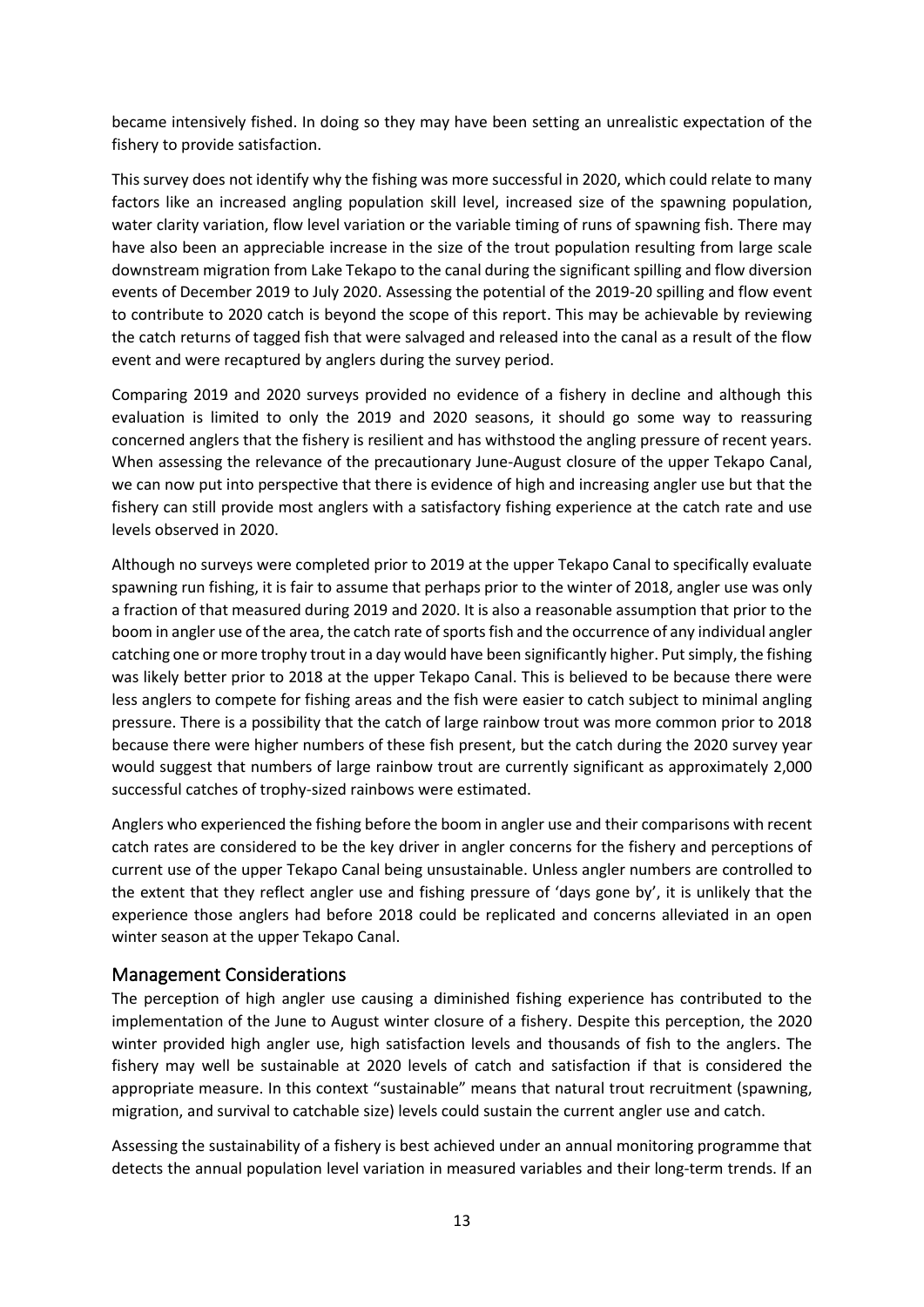became intensively fished. In doing so they may have been setting an unrealistic expectation of the fishery to provide satisfaction.

This survey does not identify why the fishing was more successful in 2020, which could relate to many factors like an increased angling population skill level, increased size of the spawning population, water clarity variation, flow level variation or the variable timing of runs of spawning fish. There may have also been an appreciable increase in the size of the trout population resulting from large scale downstream migration from Lake Tekapo to the canal during the significant spilling and flow diversion events of December 2019 to July 2020. Assessing the potential of the 2019-20 spilling and flow event to contribute to 2020 catch is beyond the scope of this report. This may be achievable by reviewing the catch returns of tagged fish that were salvaged and released into the canal as a result of the flow event and were recaptured by anglers during the survey period.

Comparing 2019 and 2020 surveys provided no evidence of a fishery in decline and although this evaluation is limited to only the 2019 and 2020 seasons, it should go some way to reassuring concerned anglers that the fishery is resilient and has withstood the angling pressure of recent years. When assessing the relevance of the precautionary June-August closure of the upper Tekapo Canal, we can now put into perspective that there is evidence of high and increasing angler use but that the fishery can still provide most anglers with a satisfactory fishing experience at the catch rate and use levels observed in 2020.

Although no surveys were completed prior to 2019 at the upper Tekapo Canal to specifically evaluate spawning run fishing, it is fair to assume that perhaps prior to the winter of 2018, angler use was only a fraction of that measured during 2019 and 2020. It is also a reasonable assumption that prior to the boom in angler use of the area, the catch rate of sports fish and the occurrence of any individual angler catching one or more trophy trout in a day would have been significantly higher. Put simply, the fishing was likely better prior to 2018 at the upper Tekapo Canal. This is believed to be because there were less anglers to compete for fishing areas and the fish were easier to catch subject to minimal angling pressure. There is a possibility that the catch of large rainbow trout was more common prior to 2018 because there were higher numbers of these fish present, but the catch during the 2020 survey year would suggest that numbers of large rainbow trout are currently significant as approximately 2,000 successful catches of trophy-sized rainbows were estimated.

Anglers who experienced the fishing before the boom in angler use and their comparisons with recent catch rates are considered to be the key driver in angler concerns for the fishery and perceptions of current use of the upper Tekapo Canal being unsustainable. Unless angler numbers are controlled to the extent that they reflect angler use and fishing pressure of 'days gone by', it is unlikely that the experience those anglers had before 2018 could be replicated and concerns alleviated in an open winter season at the upper Tekapo Canal.

## Management Considerations

The perception of high angler use causing a diminished fishing experience has contributed to the implementation of the June to August winter closure of a fishery. Despite this perception, the 2020 winter provided high angler use, high satisfaction levels and thousands of fish to the anglers. The fishery may well be sustainable at 2020 levels of catch and satisfaction if that is considered the appropriate measure. In this context "sustainable" means that natural trout recruitment (spawning, migration, and survival to catchable size) levels could sustain the current angler use and catch.

Assessing the sustainability of a fishery is best achieved under an annual monitoring programme that detects the annual population level variation in measured variables and their long-term trends. If an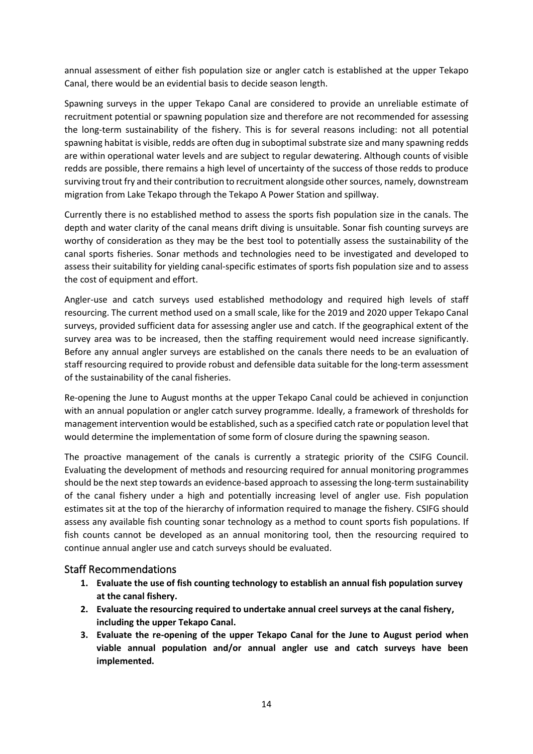annual assessment of either fish population size or angler catch is established at the upper Tekapo Canal, there would be an evidential basis to decide season length.

Spawning surveys in the upper Tekapo Canal are considered to provide an unreliable estimate of recruitment potential or spawning population size and therefore are not recommended for assessing the long-term sustainability of the fishery. This is for several reasons including: not all potential spawning habitat is visible, redds are often dug in suboptimal substrate size and many spawning redds are within operational water levels and are subject to regular dewatering. Although counts of visible redds are possible, there remains a high level of uncertainty of the success of those redds to produce surviving trout fry and their contribution to recruitment alongside other sources, namely, downstream migration from Lake Tekapo through the Tekapo A Power Station and spillway.

Currently there is no established method to assess the sports fish population size in the canals. The depth and water clarity of the canal means drift diving is unsuitable. Sonar fish counting surveys are worthy of consideration as they may be the best tool to potentially assess the sustainability of the canal sports fisheries. Sonar methods and technologies need to be investigated and developed to assess their suitability for yielding canal-specific estimates of sports fish population size and to assess the cost of equipment and effort.

Angler-use and catch surveys used established methodology and required high levels of staff resourcing. The current method used on a small scale, like for the 2019 and 2020 upper Tekapo Canal surveys, provided sufficient data for assessing angler use and catch. If the geographical extent of the survey area was to be increased, then the staffing requirement would need increase significantly. Before any annual angler surveys are established on the canals there needs to be an evaluation of staff resourcing required to provide robust and defensible data suitable for the long-term assessment of the sustainability of the canal fisheries.

Re-opening the June to August months at the upper Tekapo Canal could be achieved in conjunction with an annual population or angler catch survey programme. Ideally, a framework of thresholds for management intervention would be established, such as a specified catch rate or population level that would determine the implementation of some form of closure during the spawning season.

The proactive management of the canals is currently a strategic priority of the CSIFG Council. Evaluating the development of methods and resourcing required for annual monitoring programmes should be the next step towards an evidence-based approach to assessing the long-term sustainability of the canal fishery under a high and potentially increasing level of angler use. Fish population estimates sit at the top of the hierarchy of information required to manage the fishery. CSIFG should assess any available fish counting sonar technology as a method to count sports fish populations. If fish counts cannot be developed as an annual monitoring tool, then the resourcing required to continue annual angler use and catch surveys should be evaluated.

## Staff Recommendations

1. **Evaluate the use of fish counting technology to establish an annual fish population survey at the canal fishery.**
2. **Evaluate the resourcing required to undertake annual creel surveys at the canal fishery, including the upper Tekapo Canal.**
3. **Evaluate the re-opening of the upper Tekapo Canal for the June to August period when viable annual population and/or annual angler use and catch surveys have been implemented.**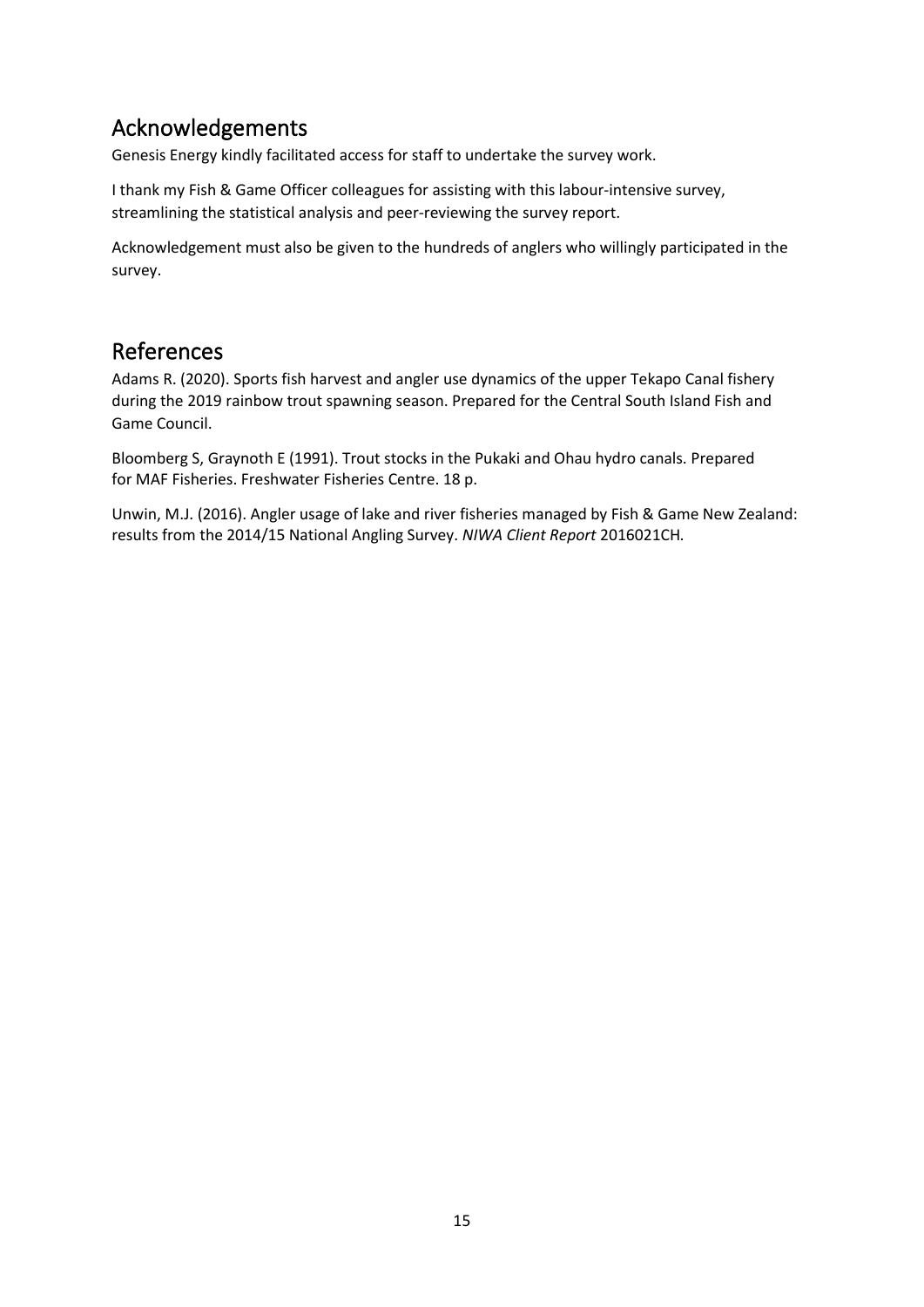## Acknowledgements

Genesis Energy kindly facilitated access for staff to undertake the survey work.

I thank my Fish & Game Officer colleagues for assisting with this labour-intensive survey, streamlining the statistical analysis and peer-reviewing the survey report.

Acknowledgement must also be given to the hundreds of anglers who willingly participated in the survey.

## References

Adams R. (2020). Sports fish harvest and angler use dynamics of the upper Tekapo Canal fishery during the 2019 rainbow trout spawning season. Prepared for the Central South Island Fish and Game Council.

Bloomberg S, Graynoth E (1991). Trout stocks in the Pukaki and Ohau hydro canals. Prepared for MAF Fisheries. Freshwater Fisheries Centre. 18 p.

Unwin, M.J. (2016). Angler usage of lake and river fisheries managed by Fish & Game New Zealand: results from the 2014/15 National Angling Survey. *NIWA Client Report* 2016021CH.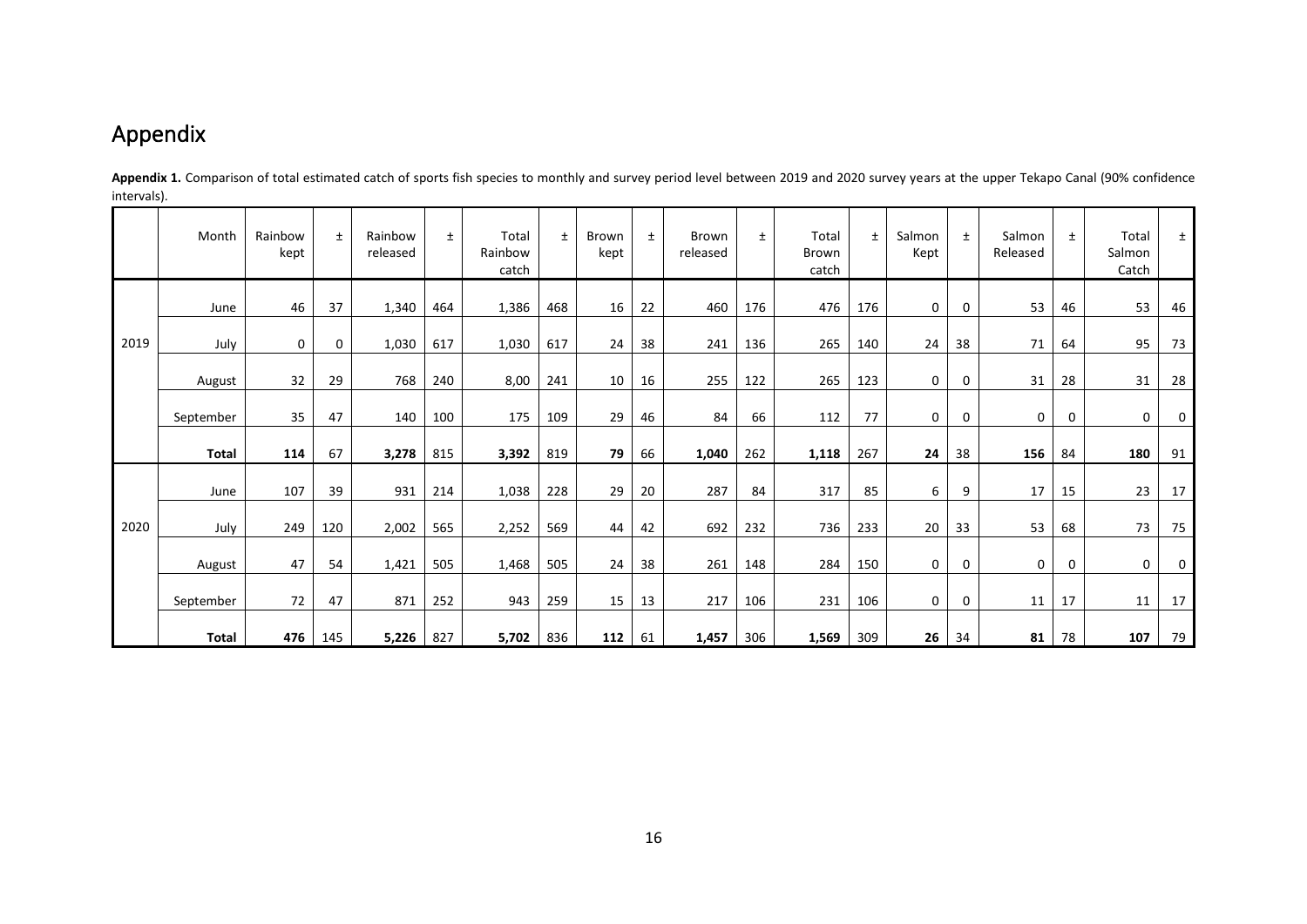# Appendix

**Appendix 1.** Comparison of total estimated catch of sports fish species to monthly and survey period level between 2019 and 2020 survey years at the upper Tekapo Canal (90% confidence intervals).

| | Month | Rainbow kept | ± | Rainbow released | ± | Total Rainbow catch | ± | Brown kept | ± | Brown released | ± | Total Brown catch | ± | Salmon Kept | ± | Salmon Released | ± | Total Salmon Catch | ± |
|---|---|---|---|---|---|---|---|---|---|---|---|---|---|---|---|---|---|---|---|
| 2019 | June | 46 | 37 | 1,340 | 464 | 1,386 | 468 | 16 | 22 | 460 | 176 | 476 | 176 | 0 | 0 | 53 | 46 | 53 | 46 |
| | July | 0 | 0 | 1,030 | 617 | 1,030 | 617 | 24 | 38 | 241 | 136 | 265 | 140 | 24 | 38 | 71 | 64 | 95 | 73 |
| | August | 32 | 29 | 768 | 240 | 8,00 | 241 | 10 | 16 | 255 | 122 | 265 | 123 | 0 | 0 | 31 | 28 | 31 | 28 |
| | September | 35 | 47 | 140 | 100 | 175 | 109 | 29 | 46 | 84 | 66 | 112 | 77 | 0 | 0 | 0 | 0 | 0 | 0 |
| | **Total** | **114** | 67 | **3,278** | 815 | **3,392** | 819 | **79** | 66 | **1,040** | 262 | **1,118** | 267 | **24** | 38 | **156** | 84 | **180** | 91 |
| 2020 | June | 107 | 39 | 931 | 214 | 1,038 | 228 | 29 | 20 | 287 | 84 | 317 | 85 | 6 | 9 | 17 | 15 | 23 | 17 |
| | July | 249 | 120 | 2,002 | 565 | 2,252 | 569 | 44 | 42 | 692 | 232 | 736 | 233 | 20 | 33 | 53 | 68 | 73 | 75 |
| | August | 47 | 54 | 1,421 | 505 | 1,468 | 505 | 24 | 38 | 261 | 148 | 284 | 150 | 0 | 0 | 0 | 0 | 0 | 0 |
| | September | 72 | 47 | 871 | 252 | 943 | 259 | 15 | 13 | 217 | 106 | 231 | 106 | 0 | 0 | 11 | 17 | 11 | 17 |
| | **Total** | **476** | 145 | **5,226** | 827 | **5,702** | 836 | **112** | 61 | **1,457** | 306 | **1,569** | 309 | **26** | 34 | **81** | 78 | **107** | 79 |